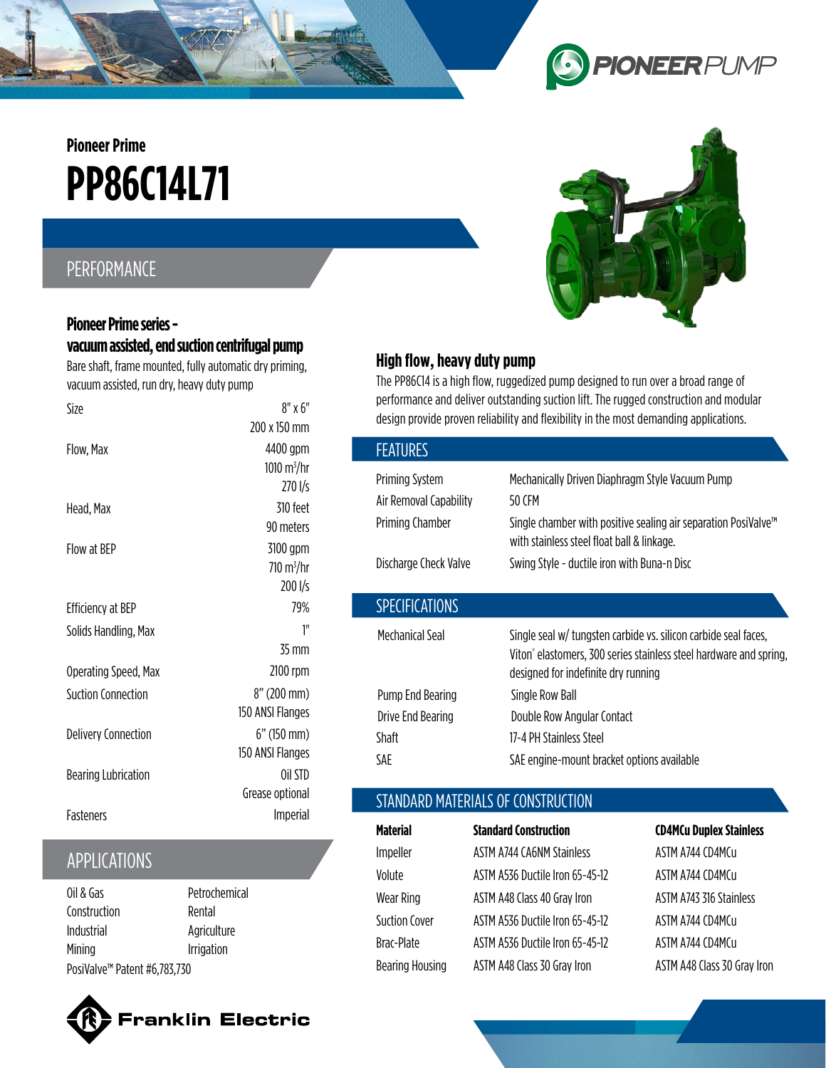Pioneer Prime

# PP86C14L71

## PERFORMANCE

### Pioneer Prime series - vacuum assisted, end suction centrifugal pump

Bare shaft, frame mounted, fully automatic dry priming, vacuum assisted, run dry, heavy duty pump

| | |
|---|---|
| Size | 8" x 6"<br>200 x 150 mm |
| Flow, Max | 4400 gpm<br>1010 m³/hr<br>270 l/s |
| Head, Max | 310 feet<br>90 meters |
| Flow at BEP | 3100 gpm<br>710 m³/hr<br>200 l/s |
| Efficiency at BEP | 79% |
| Solids Handling, Max | 1"<br>35 mm |
| Operating Speed, Max | 2100 rpm |
| Suction Connection | 8" (200 mm)<br>150 ANSI Flanges |
| Delivery Connection | 6" (150 mm)<br>150 ANSI Flanges |
| Bearing Lubrication | Oil STD<br>Grease optional |
| Fasteners | Imperial |

## APPLICATIONS

| | |
|---|---|
| Oil & Gas | Petrochemical |
| Construction | Rental |
| Industrial | Agriculture |
| Mining | Irrigation |

PosiValve™ Patent #6,783,730

### High flow, heavy duty pump

The PP86C14 is a high flow, ruggedized pump designed to run over a broad range of performance and deliver outstanding suction lift. The rugged construction and modular design provide proven reliability and flexibility in the most demanding applications.

## FEATURES

| | |
|---|---|
| Priming System | Mechanically Driven Diaphragm Style Vacuum Pump |
| Air Removal Capability | 50 CFM |
| Priming Chamber | Single chamber with positive sealing air separation PosiValve™ with stainless steel float ball & linkage. |
| Discharge Check Valve | Swing Style - ductile iron with Buna-n Disc |

## SPECIFICATIONS

| | |
|---|---|
| Mechanical Seal | Single seal w/ tungsten carbide vs. silicon carbide seal faces, Viton® elastomers, 300 series stainless steel hardware and spring, designed for indefinite dry running |
| Pump End Bearing | Single Row Ball |
| Drive End Bearing | Double Row Angular Contact |
| Shaft | 17-4 PH Stainless Steel |
| SAE | SAE engine-mount bracket options available |

## STANDARD MATERIALS OF CONSTRUCTION

| Material | Standard Construction | CD4MCu Duplex Stainless |
|---|---|---|
| Impeller | ASTM A744 CA6NM Stainless | ASTM A744 CD4MCu |
| Volute | ASTM A536 Ductile Iron 65-45-12 | ASTM A744 CD4MCu |
| Wear Ring | ASTM A48 Class 40 Gray Iron | ASTM A743 316 Stainless |
| Suction Cover | ASTM A536 Ductile Iron 65-45-12 | ASTM A744 CD4MCu |
| Brac-Plate | ASTM A536 Ductile Iron 65-45-12 | ASTM A744 CD4MCu |
| Bearing Housing | ASTM A48 Class 30 Gray Iron | ASTM A48 Class 30 Gray Iron |

Franklin Electric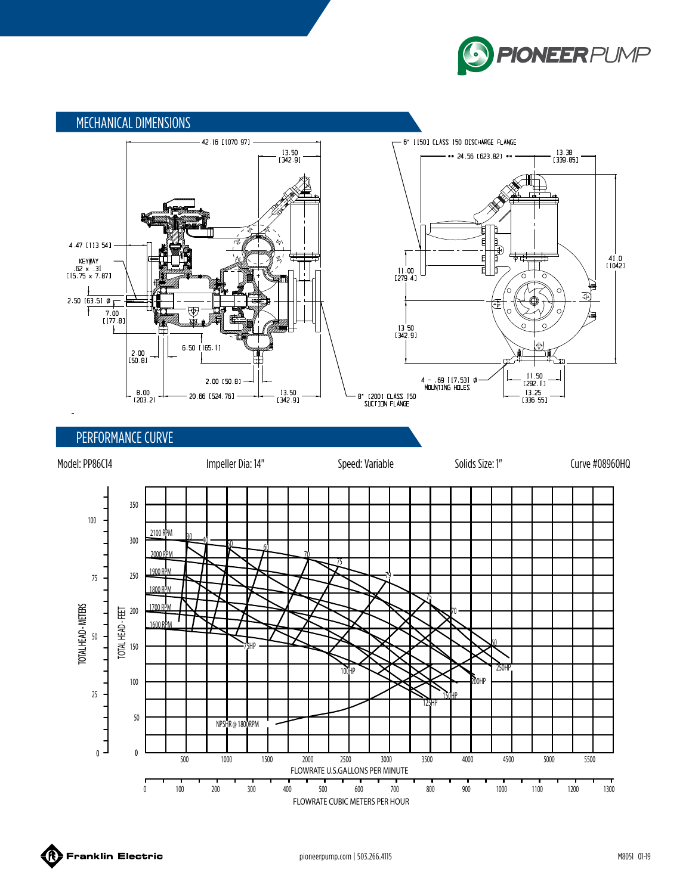## MECHANICAL DIMENSIONS

42.16 [1070.97]
13.50 [342.9]
4.47 [113.54]
KEYWAY
.62 x .31
[15.75 x 7.87]
2.50 [63.5] ⌀
7.00 [177.8]
2.00 [50.8]
6.50 [165.1]
2.00 [50.8]
8.00 [203.2]
20.66 [524.76]
13.50 [342.9]
8" [200] CLASS 150 SUCTION FLANGE
6" [150] CLASS 150 DISCHARGE FLANGE
** 24.56 [623.82] **
13.38 [339.85]
11.00 [279.4]
41.0 [1042]
13.50 [342.9]
4 - .69 [17.53] ⌀ MOUNTING HOLES
11.50 [292.1]
13.25 [336.55]

## PERFORMANCE CURVE

Model: PP86C14 | Impeller Dia: 14" | Speed: Variable | Solids Size: 1" | Curve #08960HQ

TOTAL HEAD - METERS: 0, 25, 50, 75, 100
TOTAL HEAD - FEET: 0, 50, 100, 150, 200, 250, 300, 350
2100 RPM
2000 RPM
1900 RPM
1800 RPM
1700 RPM
1600 RPM
30, 40, 50, 60, 70, 75, 79, 75, 70, 60
75HP
100HP
125HP
150HP
200HP
250HP
NPSHR @ 1800 RPM
FLOWRATE U.S.GALLONS PER MINUTE: 500, 1000, 1500, 2000, 2500, 3000, 3500, 4000, 4500, 5000, 5500
FLOWRATE CUBIC METERS PER HOUR: 0, 100, 200, 300, 400, 500, 600, 700, 800, 900, 1000, 1100, 1200, 1300

pioneerpump.com | 503.266.4115

M8051 01-19